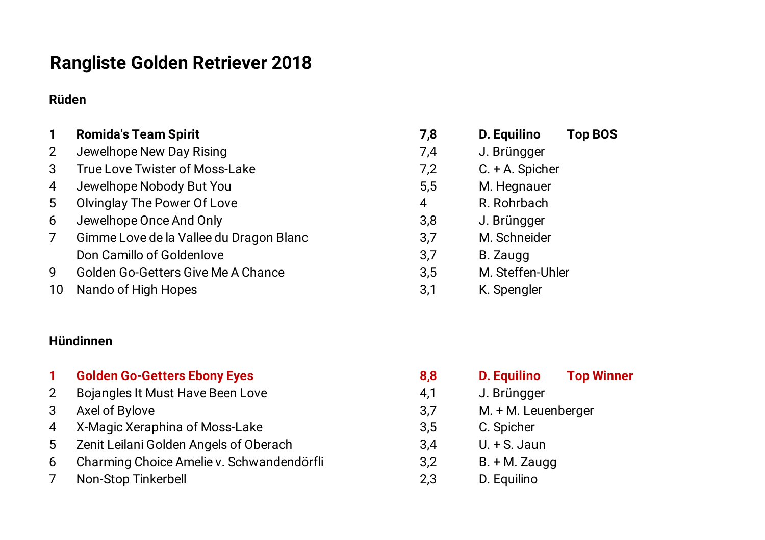# Rangliste Golden Retriever 2018

## Rüden

| | | | | |
|---|---|---|---|---|
| **1** | **Romida's Team Spirit** | **7,8** | **D. Equilino** | **Top BOS** |
| 2 | Jewelhope New Day Rising | 7,4 | J. Brüngger | |
| 3 | True Love Twister of Moss-Lake | 7,2 | C. + A. Spicher | |
| 4 | Jewelhope Nobody But You | 5,5 | M. Hegnauer | |
| 5 | Olvinglay The Power Of Love | 4 | R. Rohrbach | |
| 6 | Jewelhope Once And Only | 3,8 | J. Brüngger | |
| 7 | Gimme Love de la Vallee du Dragon Blanc | 3,7 | M. Schneider | |
| | Don Camillo of Goldenlove | 3,7 | B. Zaugg | |
| 9 | Golden Go-Getters Give Me A Chance | 3,5 | M. Steffen-Uhler | |
| 10 | Nando of High Hopes | 3,1 | K. Spengler | |

## Hündinnen

| | | | | |
|---|---|---|---|---|
| **1** | **Golden Go-Getters Ebony Eyes** | **8,8** | **D. Equilino** | **Top Winner** |
| 2 | Bojangles It Must Have Been Love | 4,1 | J. Brüngger | |
| 3 | Axel of Bylove | 3,7 | M. + M. Leuenberger | |
| 4 | X-Magic Xeraphina of Moss-Lake | 3,5 | C. Spicher | |
| 5 | Zenit Leilani Golden Angels of Oberach | 3,4 | U. + S. Jaun | |
| 6 | Charming Choice Amelie v. Schwandendörfli | 3,2 | B. + M. Zaugg | |
| 7 | Non-Stop Tinkerbell | 2,3 | D. Equilino | |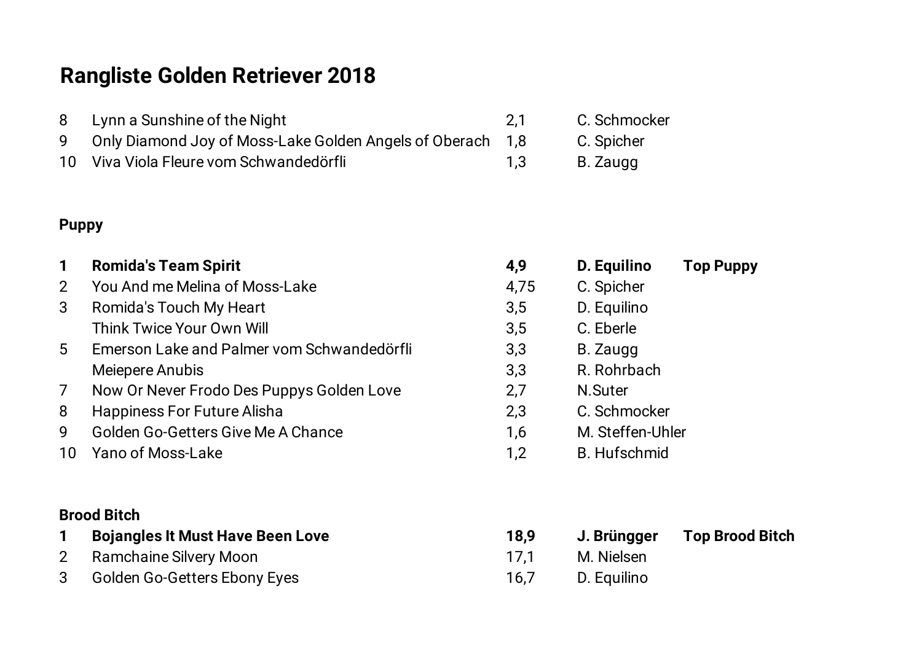# Rangliste Golden Retriever 2018

| | | | | |
|---|---|---|---|---|
| 8 | Lynn a Sunshine of the Night | 2,1 | C. Schmocker | |
| 9 | Only Diamond Joy of Moss-Lake Golden Angels of Oberach | 1,8 | C. Spicher | |
| 10 | Viva Viola Fleure vom Schwandedörfli | 1,3 | B. Zaugg | |

**Puppy**

| | | | | |
|---|---|---|---|---|
| **1** | **Romida's Team Spirit** | **4,9** | **D. Equilino** | **Top Puppy** |
| 2 | You And me Melina of Moss-Lake | 4,75 | C. Spicher | |
| 3 | Romida's Touch My Heart | 3,5 | D. Equilino | |
| | Think Twice Your Own Will | 3,5 | C. Eberle | |
| 5 | Emerson Lake and Palmer vom Schwandedörfli | 3,3 | B. Zaugg | |
| | Meiepere Anubis | 3,3 | R. Rohrbach | |
| 7 | Now Or Never Frodo Des Puppys Golden Love | 2,7 | N.Suter | |
| 8 | Happiness For Future Alisha | 2,3 | C. Schmocker | |
| 9 | Golden Go-Getters Give Me A Chance | 1,6 | M. Steffen-Uhler | |
| 10 | Yano of Moss-Lake | 1,2 | B. Hufschmid | |

**Brood Bitch**

| | | | | |
|---|---|---|---|---|
| **1** | **Bojangles It Must Have Been Love** | **18,9** | **J. Brüngger** | **Top Brood Bitch** |
| 2 | Ramchaine Silvery Moon | 17,1 | M. Nielsen | |
| 3 | Golden Go-Getters Ebony Eyes | 16,7 | D. Equilino | |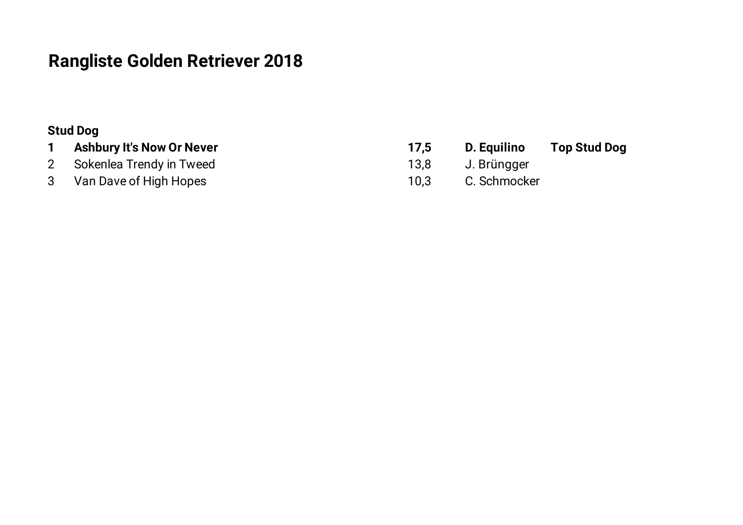# Rangliste Golden Retriever 2018

**Stud Dog**

| | | | | |
|---|---|---|---|---|
| **1** | **Ashbury It's Now Or Never** | **17,5** | **D. Equilino** | **Top Stud Dog** |
| 2 | Sokenlea Trendy in Tweed | 13,8 | J. Brüngger | |
| 3 | Van Dave of High Hopes | 10,3 | C. Schmocker | |